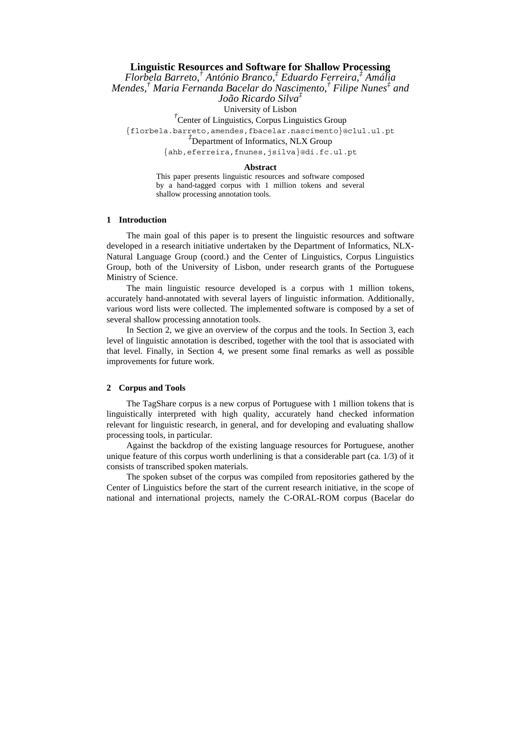# Linguistic Resources and Software for Shallow Processing

*Florbela Barreto,[†] António Branco,[‡] Eduardo Ferreira,[‡] Amália Mendes,[†] Maria Fernanda Bacelar do Nascimento,[†] Filipe Nunes[‡] and João Ricardo Silva[‡]*

University of Lisbon

[†]Center of Linguistics, Corpus Linguistics Group

{florbela.barreto,amendes,fbacelar.nascimento}@clul.ul.pt

[‡]Department of Informatics, NLX Group

{ahb,eferreira,fnunes,jsilva}@di.fc.ul.pt

**Abstract**

This paper presents linguistic resources and software composed by a hand-tagged corpus with 1 million tokens and several shallow processing annotation tools.

## 1 Introduction

The main goal of this paper is to present the linguistic resources and software developed in a research initiative undertaken by the Department of Informatics, NLX-Natural Language Group (coord.) and the Center of Linguistics, Corpus Linguistics Group, both of the University of Lisbon, under research grants of the Portuguese Ministry of Science.

The main linguistic resource developed is a corpus with 1 million tokens, accurately hand-annotated with several layers of linguistic information. Additionally, various word lists were collected. The implemented software is composed by a set of several shallow processing annotation tools.

In Section 2, we give an overview of the corpus and the tools. In Section 3, each level of linguistic annotation is described, together with the tool that is associated with that level. Finally, in Section 4, we present some final remarks as well as possible improvements for future work.

## 2 Corpus and Tools

The TagShare corpus is a new corpus of Portuguese with 1 million tokens that is linguistically interpreted with high quality, accurately hand checked information relevant for linguistic research, in general, and for developing and evaluating shallow processing tools, in particular.

Against the backdrop of the existing language resources for Portuguese, another unique feature of this corpus worth underlining is that a considerable part (ca. 1/3) of it consists of transcribed spoken materials.

The spoken subset of the corpus was compiled from repositories gathered by the Center of Linguistics before the start of the current research initiative, in the scope of national and international projects, namely the C-ORAL-ROM corpus (Bacelar do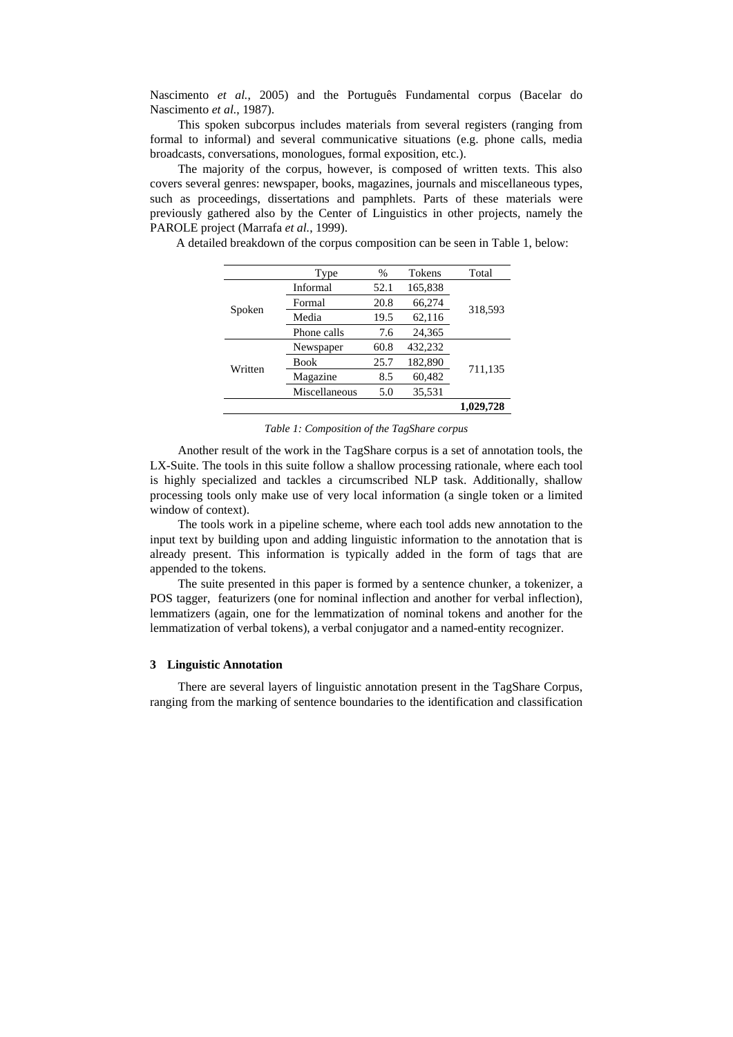Nascimento *et al.*, 2005) and the Português Fundamental corpus (Bacelar do Nascimento *et al.*, 1987).

This spoken subcorpus includes materials from several registers (ranging from formal to informal) and several communicative situations (e.g. phone calls, media broadcasts, conversations, monologues, formal exposition, etc.).

The majority of the corpus, however, is composed of written texts. This also covers several genres: newspaper, books, magazines, journals and miscellaneous types, such as proceedings, dissertations and pamphlets. Parts of these materials were previously gathered also by the Center of Linguistics in other projects, namely the PAROLE project (Marrafa *et al.*, 1999).

A detailed breakdown of the corpus composition can be seen in Table 1, below:

| | Type | % | Tokens | Total |
|---|---|---|---|---|
| Spoken | Informal | 52.1 | 165,838 | 318,593 |
| | Formal | 20.8 | 66,274 | |
| | Media | 19.5 | 62,116 | |
| | Phone calls | 7.6 | 24,365 | |
| Written | Newspaper | 60.8 | 432,232 | 711,135 |
| | Book | 25.7 | 182,890 | |
| | Magazine | 8.5 | 60,482 | |
| | Miscellaneous | 5.0 | 35,531 | |
| | | | | **1,029,728** |

*Table 1: Composition of the TagShare corpus*

Another result of the work in the TagShare corpus is a set of annotation tools, the LX-Suite. The tools in this suite follow a shallow processing rationale, where each tool is highly specialized and tackles a circumscribed NLP task. Additionally, shallow processing tools only make use of very local information (a single token or a limited window of context).

The tools work in a pipeline scheme, where each tool adds new annotation to the input text by building upon and adding linguistic information to the annotation that is already present. This information is typically added in the form of tags that are appended to the tokens.

The suite presented in this paper is formed by a sentence chunker, a tokenizer, a POS tagger, featurizers (one for nominal inflection and another for verbal inflection), lemmatizers (again, one for the lemmatization of nominal tokens and another for the lemmatization of verbal tokens), a verbal conjugator and a named-entity recognizer.

## 3 Linguistic Annotation

There are several layers of linguistic annotation present in the TagShare Corpus, ranging from the marking of sentence boundaries to the identification and classification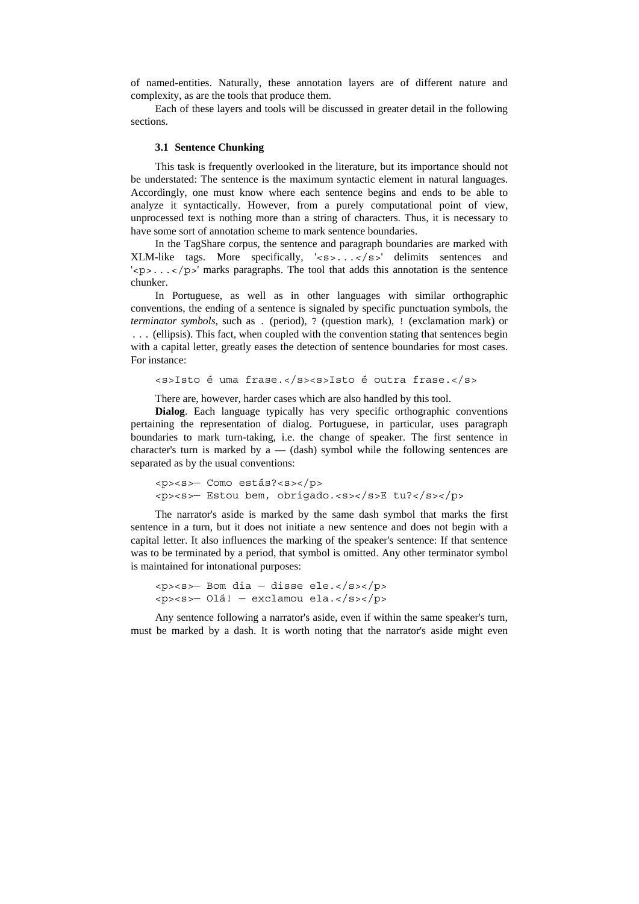of named-entities. Naturally, these annotation layers are of different nature and complexity, as are the tools that produce them.

Each of these layers and tools will be discussed in greater detail in the following sections.

### 3.1 Sentence Chunking

This task is frequently overlooked in the literature, but its importance should not be understated: The sentence is the maximum syntactic element in natural languages. Accordingly, one must know where each sentence begins and ends to be able to analyze it syntactically. However, from a purely computational point of view, unprocessed text is nothing more than a string of characters. Thus, it is necessary to have some sort of annotation scheme to mark sentence boundaries.

In the TagShare corpus, the sentence and paragraph boundaries are marked with XLM-like tags. More specifically, '`<s>...</s>`' delimits sentences and '`<p>...</p>`' marks paragraphs. The tool that adds this annotation is the sentence chunker.

In Portuguese, as well as in other languages with similar orthographic conventions, the ending of a sentence is signaled by specific punctuation symbols, the *terminator symbols*, such as `.` (period), `?` (question mark), `!` (exclamation mark) or `...` (ellipsis). This fact, when coupled with the convention stating that sentences begin with a capital letter, greatly eases the detection of sentence boundaries for most cases. For instance:

```
<s>Isto é uma frase.</s><s>Isto é outra frase.</s>
```

There are, however, harder cases which are also handled by this tool.

**Dialog**. Each language typically has very specific orthographic conventions pertaining the representation of dialog. Portuguese, in particular, uses paragraph boundaries to mark turn-taking, i.e. the change of speaker. The first sentence in character's turn is marked by a — (dash) symbol while the following sentences are separated as by the usual conventions:

```
<p><s>— Como estás?<s></p>
<p><s>— Estou bem, obrigado.<s></s>E tu?</s></p>
```

The narrator's aside is marked by the same dash symbol that marks the first sentence in a turn, but it does not initiate a new sentence and does not begin with a capital letter. It also influences the marking of the speaker's sentence: If that sentence was to be terminated by a period, that symbol is omitted. Any other terminator symbol is maintained for intonational purposes:

```
<p><s>— Bom dia — disse ele.</s></p>
<p><s>— Olá! — exclamou ela.</s></p>
```

Any sentence following a narrator's aside, even if within the same speaker's turn, must be marked by a dash. It is worth noting that the narrator's aside might even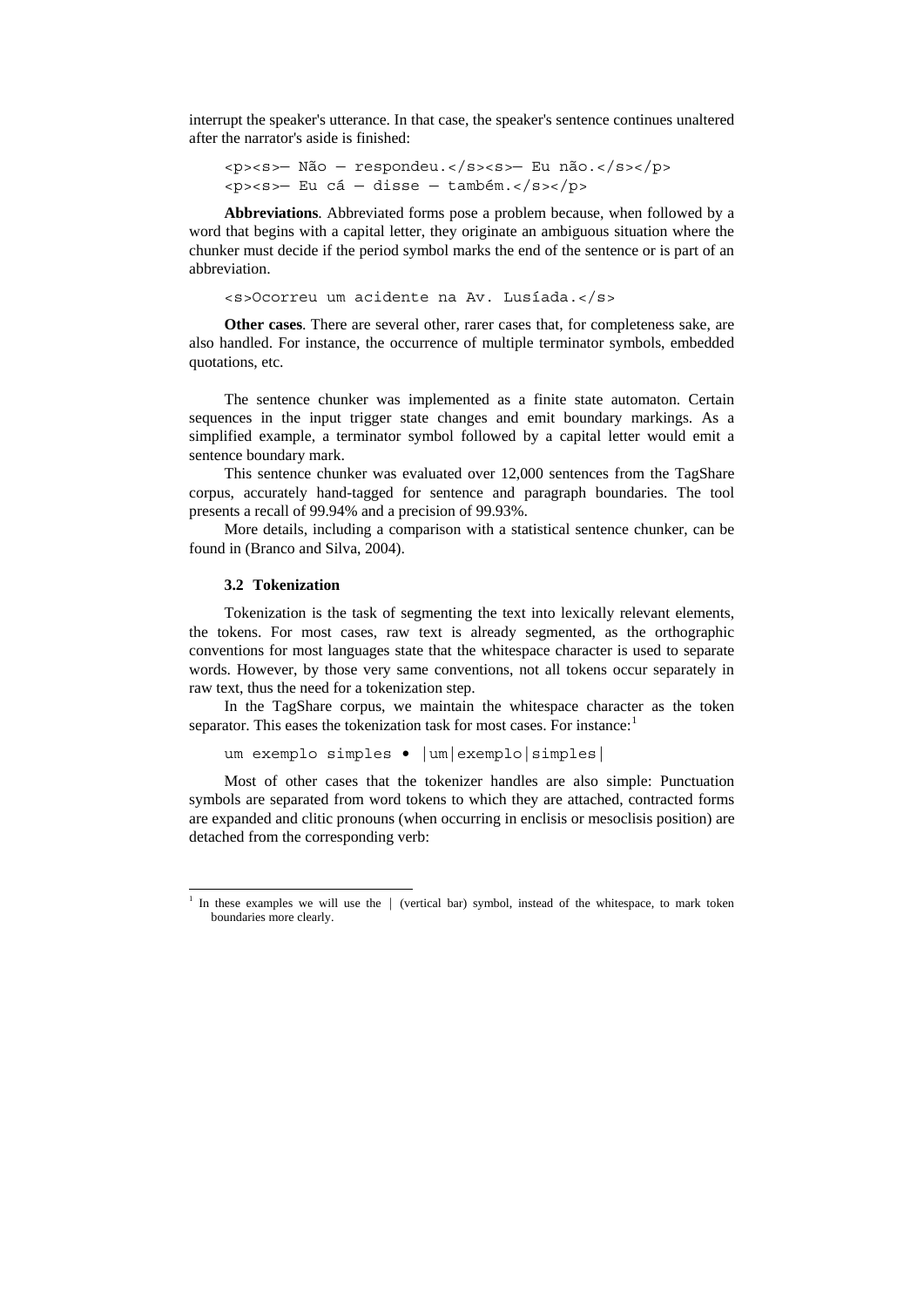interrupt the speaker's utterance. In that case, the speaker's sentence continues unaltered after the narrator's aside is finished:

```
<p><s>— Não — respondeu.</s><s>— Eu não.</s></p>
<p><s>— Eu cá — disse — também.</s></p>
```

**Abbreviations**. Abbreviated forms pose a problem because, when followed by a word that begins with a capital letter, they originate an ambiguous situation where the chunker must decide if the period symbol marks the end of the sentence or is part of an abbreviation.

```
<s>Ocorreu um acidente na Av. Lusíada.</s>
```

**Other cases**. There are several other, rarer cases that, for completeness sake, are also handled. For instance, the occurrence of multiple terminator symbols, embedded quotations, etc.

The sentence chunker was implemented as a finite state automaton. Certain sequences in the input trigger state changes and emit boundary markings. As a simplified example, a terminator symbol followed by a capital letter would emit a sentence boundary mark.

This sentence chunker was evaluated over 12,000 sentences from the TagShare corpus, accurately hand-tagged for sentence and paragraph boundaries. The tool presents a recall of 99.94% and a precision of 99.93%.

More details, including a comparison with a statistical sentence chunker, can be found in (Branco and Silva, 2004).

### 3.2 Tokenization

Tokenization is the task of segmenting the text into lexically relevant elements, the tokens. For most cases, raw text is already segmented, as the orthographic conventions for most languages state that the whitespace character is used to separate words. However, by those very same conventions, not all tokens occur separately in raw text, thus the need for a tokenization step.

In the TagShare corpus, we maintain the whitespace character as the token separator. This eases the tokenization task for most cases. For instance:[1]

```
um exemplo simples • |um|exemplo|simples|
```

Most of other cases that the tokenizer handles are also simple: Punctuation symbols are separated from word tokens to which they are attached, contracted forms are expanded and clitic pronouns (when occurring in enclisis or mesoclisis position) are detached from the corresponding verb:

[1] In these examples we will use the | (vertical bar) symbol, instead of the whitespace, to mark token boundaries more clearly.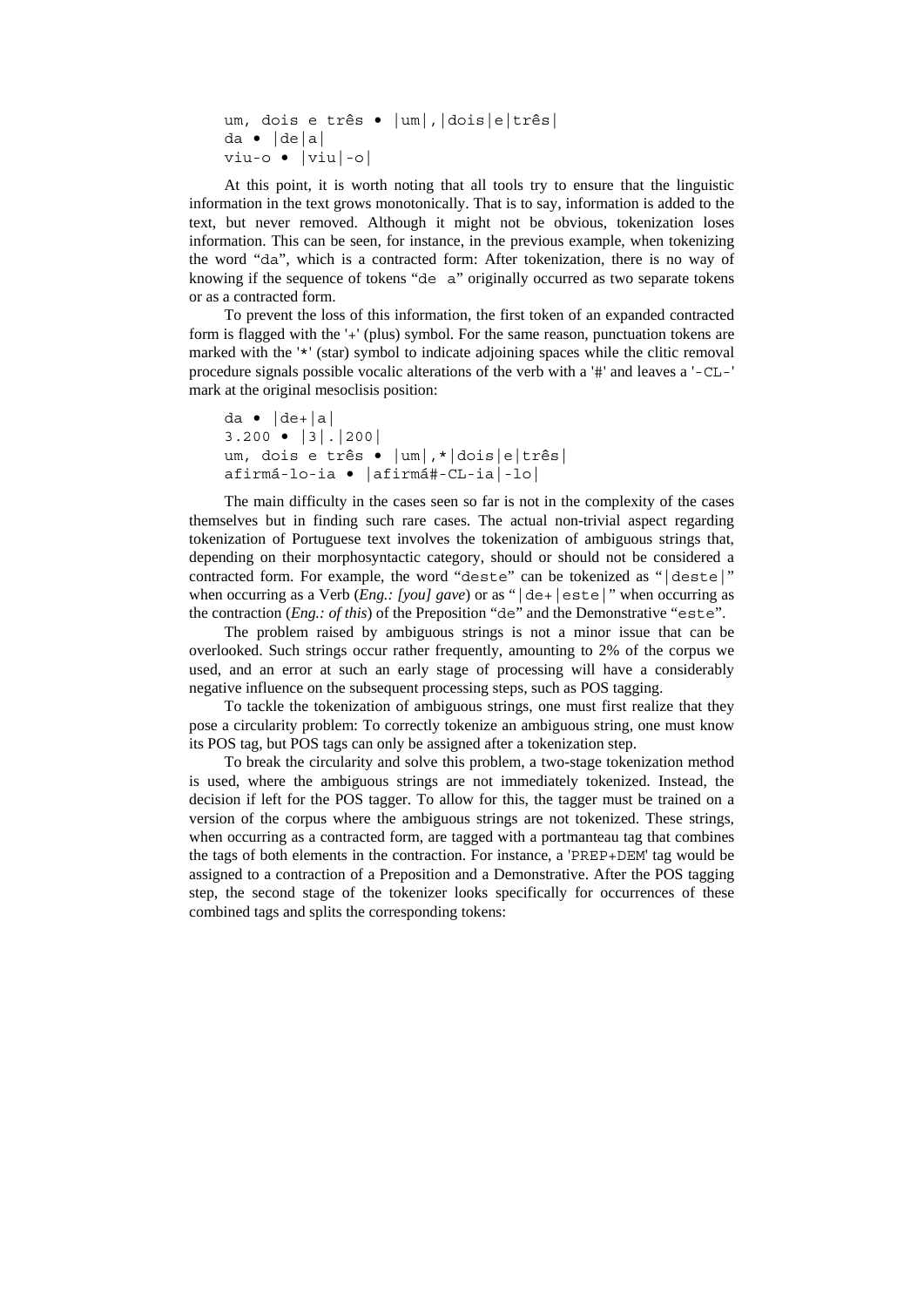```
um, dois e três • |um|,|dois|e|três|
da • |de|a|
viu-o • |viu|-o|
```

At this point, it is worth noting that all tools try to ensure that the linguistic information in the text grows monotonically. That is to say, information is added to the text, but never removed. Although it might not be obvious, tokenization loses information. This can be seen, for instance, in the previous example, when tokenizing the word "da", which is a contracted form: After tokenization, there is no way of knowing if the sequence of tokens "de a" originally occurred as two separate tokens or as a contracted form.

To prevent the loss of this information, the first token of an expanded contracted form is flagged with the '+' (plus) symbol. For the same reason, punctuation tokens are marked with the '*' (star) symbol to indicate adjoining spaces while the clitic removal procedure signals possible vocalic alterations of the verb with a '#' and leaves a '-CL-' mark at the original mesoclisis position:

```
da • |de+|a|
3.200 • |3|.|200|
um, dois e três • |um|,*|dois|e|três|
afirmá-lo-ia • |afirmá#-CL-ia|-lo|
```

The main difficulty in the cases seen so far is not in the complexity of the cases themselves but in finding such rare cases. The actual non-trivial aspect regarding tokenization of Portuguese text involves the tokenization of ambiguous strings that, depending on their morphosyntactic category, should or should not be considered a contracted form. For example, the word "deste" can be tokenized as "|deste|" when occurring as a Verb (*Eng.: [you] gave*) or as "|de+|este|" when occurring as the contraction (*Eng.: of this*) of the Preposition "de" and the Demonstrative "este".

The problem raised by ambiguous strings is not a minor issue that can be overlooked. Such strings occur rather frequently, amounting to 2% of the corpus we used, and an error at such an early stage of processing will have a considerably negative influence on the subsequent processing steps, such as POS tagging.

To tackle the tokenization of ambiguous strings, one must first realize that they pose a circularity problem: To correctly tokenize an ambiguous string, one must know its POS tag, but POS tags can only be assigned after a tokenization step.

To break the circularity and solve this problem, a two-stage tokenization method is used, where the ambiguous strings are not immediately tokenized. Instead, the decision if left for the POS tagger. To allow for this, the tagger must be trained on a version of the corpus where the ambiguous strings are not tokenized. These strings, when occurring as a contracted form, are tagged with a portmanteau tag that combines the tags of both elements in the contraction. For instance, a 'PREP+DEM' tag would be assigned to a contraction of a Preposition and a Demonstrative. After the POS tagging step, the second stage of the tokenizer looks specifically for occurrences of these combined tags and splits the corresponding tokens: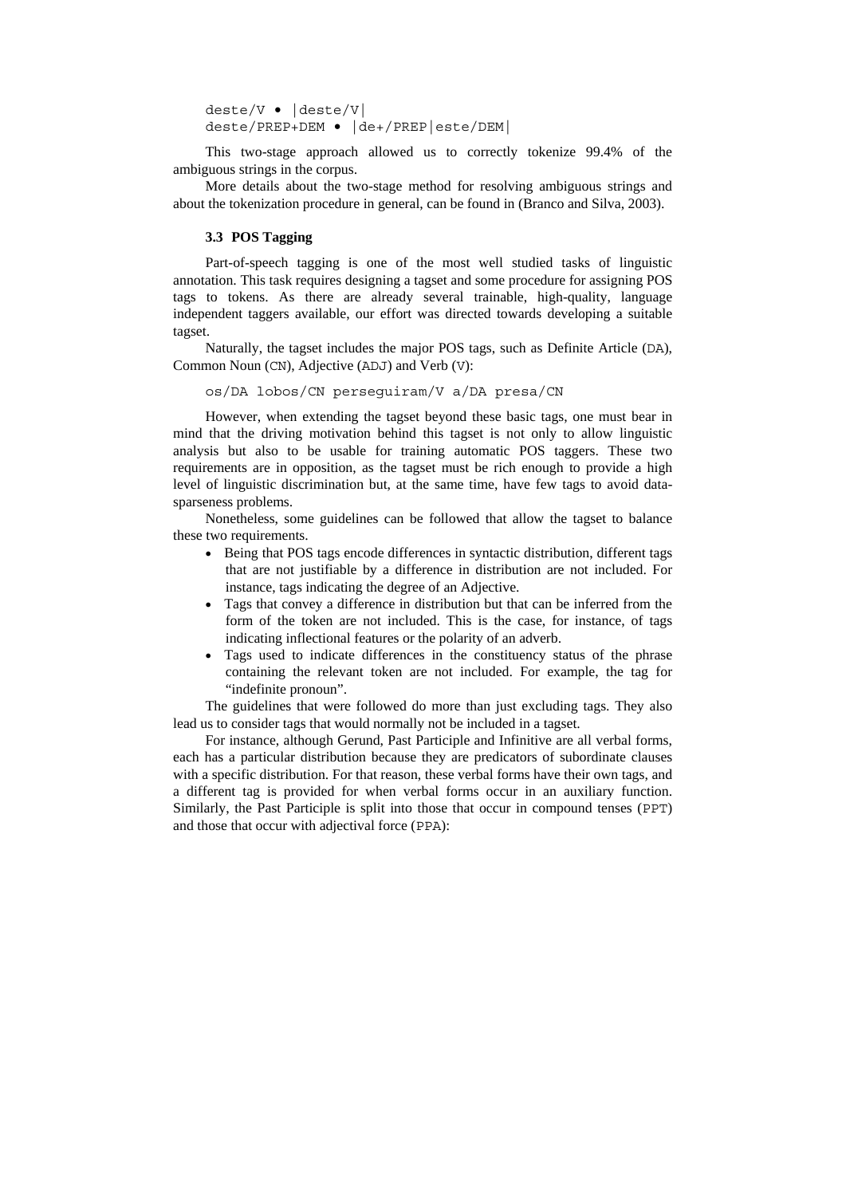```
deste/V • |deste/V|
deste/PREP+DEM • |de+/PREP|este/DEM|
```

This two-stage approach allowed us to correctly tokenize 99.4% of the ambiguous strings in the corpus.

More details about the two-stage method for resolving ambiguous strings and about the tokenization procedure in general, can be found in (Branco and Silva, 2003).

### 3.3 POS Tagging

Part-of-speech tagging is one of the most well studied tasks of linguistic annotation. This task requires designing a tagset and some procedure for assigning POS tags to tokens. As there are already several trainable, high-quality, language independent taggers available, our effort was directed towards developing a suitable tagset.

Naturally, the tagset includes the major POS tags, such as Definite Article (`DA`), Common Noun (`CN`), Adjective (`ADJ`) and Verb (`V`):

```
os/DA lobos/CN perseguiram/V a/DA presa/CN
```

However, when extending the tagset beyond these basic tags, one must bear in mind that the driving motivation behind this tagset is not only to allow linguistic analysis but also to be usable for training automatic POS taggers. These two requirements are in opposition, as the tagset must be rich enough to provide a high level of linguistic discrimination but, at the same time, have few tags to avoid data-sparseness problems.

Nonetheless, some guidelines can be followed that allow the tagset to balance these two requirements.

- Being that POS tags encode differences in syntactic distribution, different tags that are not justifiable by a difference in distribution are not included. For instance, tags indicating the degree of an Adjective.
- Tags that convey a difference in distribution but that can be inferred from the form of the token are not included. This is the case, for instance, of tags indicating inflectional features or the polarity of an adverb.
- Tags used to indicate differences in the constituency status of the phrase containing the relevant token are not included. For example, the tag for "indefinite pronoun".

The guidelines that were followed do more than just excluding tags. They also lead us to consider tags that would normally not be included in a tagset.

For instance, although Gerund, Past Participle and Infinitive are all verbal forms, each has a particular distribution because they are predicators of subordinate clauses with a specific distribution. For that reason, these verbal forms have their own tags, and a different tag is provided for when verbal forms occur in an auxiliary function. Similarly, the Past Participle is split into those that occur in compound tenses (`PPT`) and those that occur with adjectival force (`PPA`):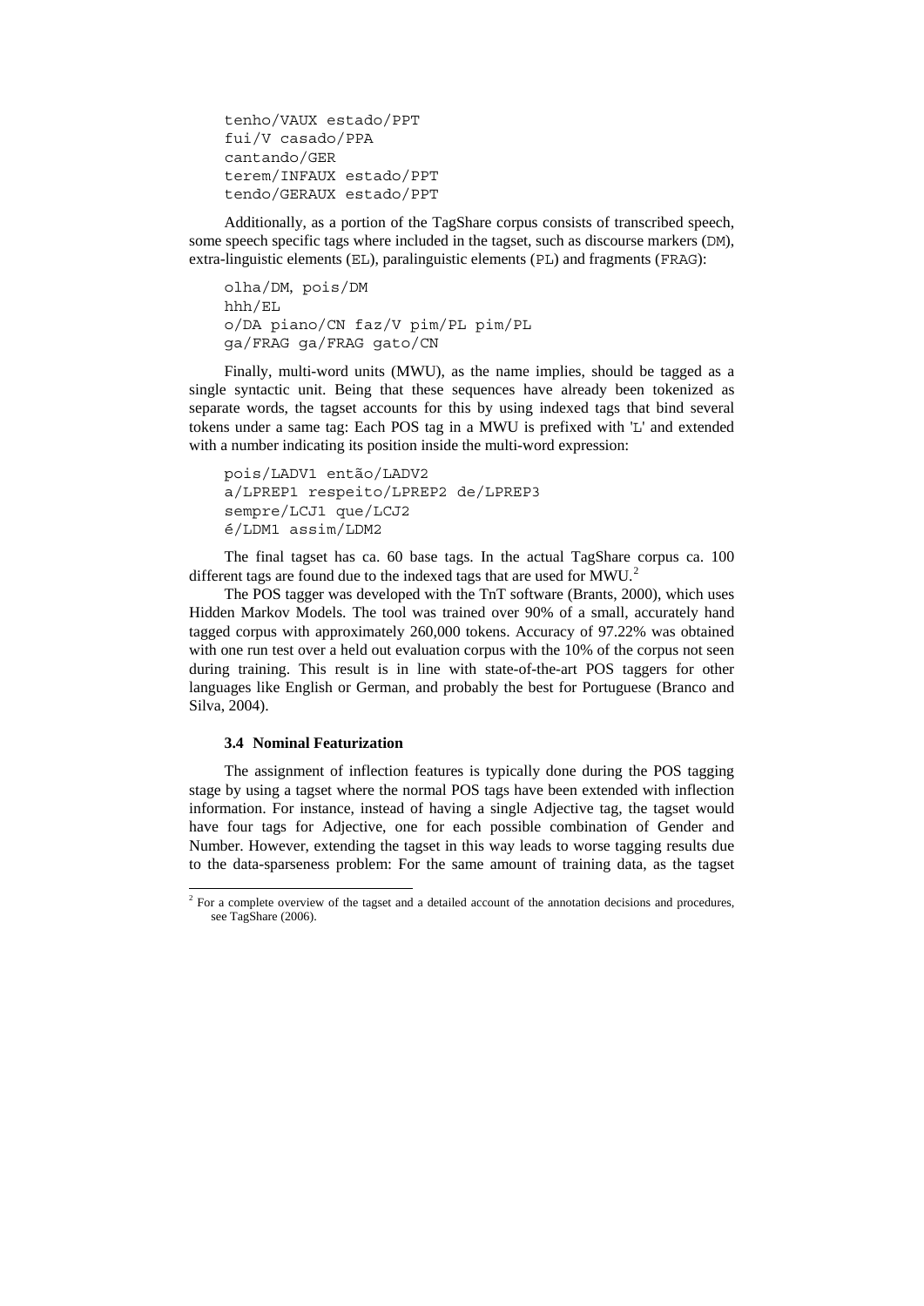```
tenho/VAUX estado/PPT
fui/V casado/PPA
cantando/GER
terem/INFAUX estado/PPT
tendo/GERAUX estado/PPT
```

Additionally, as a portion of the TagShare corpus consists of transcribed speech, some speech specific tags where included in the tagset, such as discourse markers (`DM`), extra-linguistic elements (`EL`), paralinguistic elements (`PL`) and fragments (`FRAG`):

```
olha/DM, pois/DM
hhh/EL
o/DA piano/CN faz/V pim/PL pim/PL
ga/FRAG ga/FRAG gato/CN
```

Finally, multi-word units (MWU), as the name implies, should be tagged as a single syntactic unit. Being that these sequences have already been tokenized as separate words, the tagset accounts for this by using indexed tags that bind several tokens under a same tag: Each POS tag in a MWU is prefixed with '`L`' and extended with a number indicating its position inside the multi-word expression:

```
pois/LADV1 então/LADV2
a/LPREP1 respeito/LPREP2 de/LPREP3
sempre/LCJ1 que/LCJ2
é/LDM1 assim/LDM2
```

The final tagset has ca. 60 base tags. In the actual TagShare corpus ca. 100 different tags are found due to the indexed tags that are used for MWU.[2]

The POS tagger was developed with the TnT software (Brants, 2000), which uses Hidden Markov Models. The tool was trained over 90% of a small, accurately hand tagged corpus with approximately 260,000 tokens. Accuracy of 97.22% was obtained with one run test over a held out evaluation corpus with the 10% of the corpus not seen during training. This result is in line with state-of-the-art POS taggers for other languages like English or German, and probably the best for Portuguese (Branco and Silva, 2004).

### 3.4 Nominal Featurization

The assignment of inflection features is typically done during the POS tagging stage by using a tagset where the normal POS tags have been extended with inflection information. For instance, instead of having a single Adjective tag, the tagset would have four tags for Adjective, one for each possible combination of Gender and Number. However, extending the tagset in this way leads to worse tagging results due to the data-sparseness problem: For the same amount of training data, as the tagset

---

[2] For a complete overview of the tagset and a detailed account of the annotation decisions and procedures, see TagShare (2006).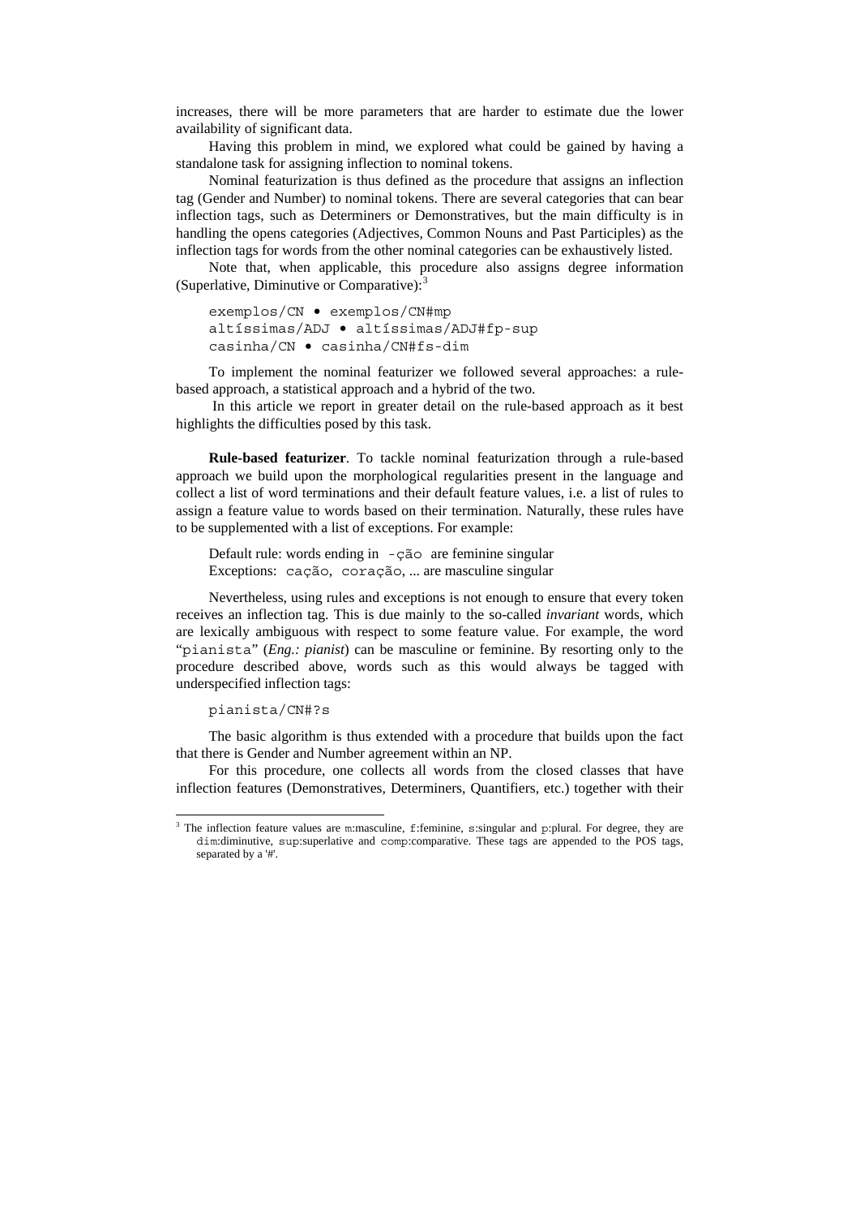increases, there will be more parameters that are harder to estimate due the lower availability of significant data.

Having this problem in mind, we explored what could be gained by having a standalone task for assigning inflection to nominal tokens.

Nominal featurization is thus defined as the procedure that assigns an inflection tag (Gender and Number) to nominal tokens. There are several categories that can bear inflection tags, such as Determiners or Demonstratives, but the main difficulty is in handling the opens categories (Adjectives, Common Nouns and Past Participles) as the inflection tags for words from the other nominal categories can be exhaustively listed.

Note that, when applicable, this procedure also assigns degree information (Superlative, Diminutive or Comparative):[3]

```
exemplos/CN • exemplos/CN#mp
altíssimas/ADJ • altíssimas/ADJ#fp-sup
casinha/CN • casinha/CN#fs-dim
```

To implement the nominal featurizer we followed several approaches: a rule-based approach, a statistical approach and a hybrid of the two.

In this article we report in greater detail on the rule-based approach as it best highlights the difficulties posed by this task.

**Rule-based featurizer**. To tackle nominal featurization through a rule-based approach we build upon the morphological regularities present in the language and collect a list of word terminations and their default feature values, i.e. a list of rules to assign a feature value to words based on their termination. Naturally, these rules have to be supplemented with a list of exceptions. For example:

Default rule: words ending in `-ção` are feminine singular
Exceptions: `cação`, `coração`, ... are masculine singular

Nevertheless, using rules and exceptions is not enough to ensure that every token receives an inflection tag. This is due mainly to the so-called *invariant* words, which are lexically ambiguous with respect to some feature value. For example, the word "`pianista`" (*Eng.: pianist*) can be masculine or feminine. By resorting only to the procedure described above, words such as this would always be tagged with underspecified inflection tags:

```
pianista/CN#?s
```

The basic algorithm is thus extended with a procedure that builds upon the fact that there is Gender and Number agreement within an NP.

For this procedure, one collects all words from the closed classes that have inflection features (Demonstratives, Determiners, Quantifiers, etc.) together with their

---

[3] The inflection feature values are `m`:masculine, `f`:feminine, `s`:singular and `p`:plural. For degree, they are `dim`:diminutive, `sup`:superlative and `comp`:comparative. These tags are appended to the POS tags, separated by a '#'.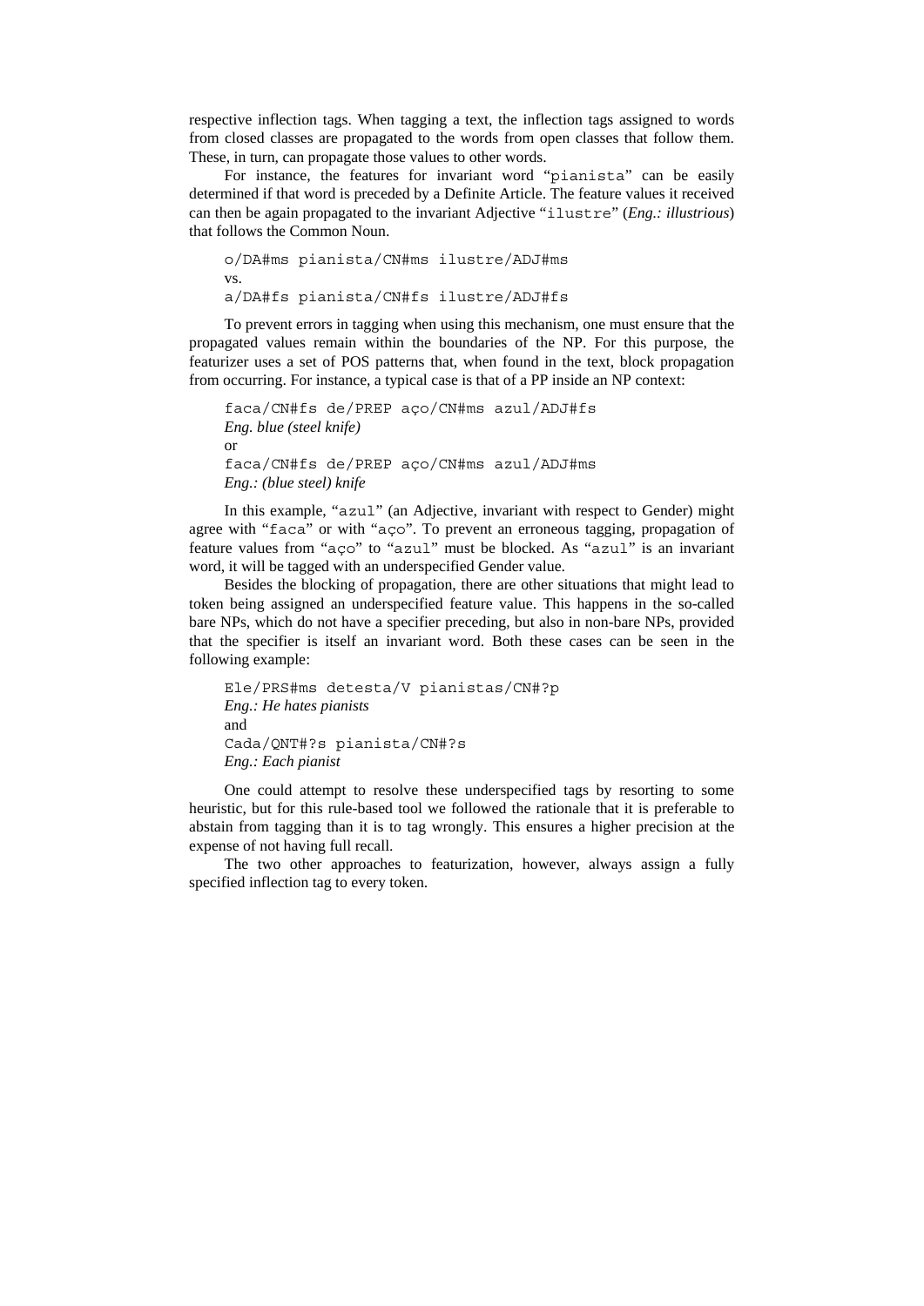respective inflection tags. When tagging a text, the inflection tags assigned to words from closed classes are propagated to the words from open classes that follow them. These, in turn, can propagate those values to other words.

For instance, the features for invariant word "`pianista`" can be easily determined if that word is preceded by a Definite Article. The feature values it received can then be again propagated to the invariant Adjective "`ilustre`" (*Eng.: illustrious*) that follows the Common Noun.

```
o/DA#ms pianista/CN#ms ilustre/ADJ#ms
vs.
a/DA#fs pianista/CN#fs ilustre/ADJ#fs
```

To prevent errors in tagging when using this mechanism, one must ensure that the propagated values remain within the boundaries of the NP. For this purpose, the featurizer uses a set of POS patterns that, when found in the text, block propagation from occurring. For instance, a typical case is that of a PP inside an NP context:

```
faca/CN#fs de/PREP aço/CN#ms azul/ADJ#fs
```
*Eng. blue (steel knife)*
or
```
faca/CN#fs de/PREP aço/CN#ms azul/ADJ#ms
```
*Eng.: (blue steel) knife*

In this example, "`azul`" (an Adjective, invariant with respect to Gender) might agree with "`faca`" or with "`aço`". To prevent an erroneous tagging, propagation of feature values from "`aço`" to "`azul`" must be blocked. As "`azul`" is an invariant word, it will be tagged with an underspecified Gender value.

Besides the blocking of propagation, there are other situations that might lead to token being assigned an underspecified feature value. This happens in the so-called bare NPs, which do not have a specifier preceding, but also in non-bare NPs, provided that the specifier is itself an invariant word. Both these cases can be seen in the following example:

```
Ele/PRS#ms detesta/V pianistas/CN#?p
```
*Eng.: He hates pianists*
and
```
Cada/QNT#?s pianista/CN#?s
```
*Eng.: Each pianist*

One could attempt to resolve these underspecified tags by resorting to some heuristic, but for this rule-based tool we followed the rationale that it is preferable to abstain from tagging than it is to tag wrongly. This ensures a higher precision at the expense of not having full recall.

The two other approaches to featurization, however, always assign a fully specified inflection tag to every token.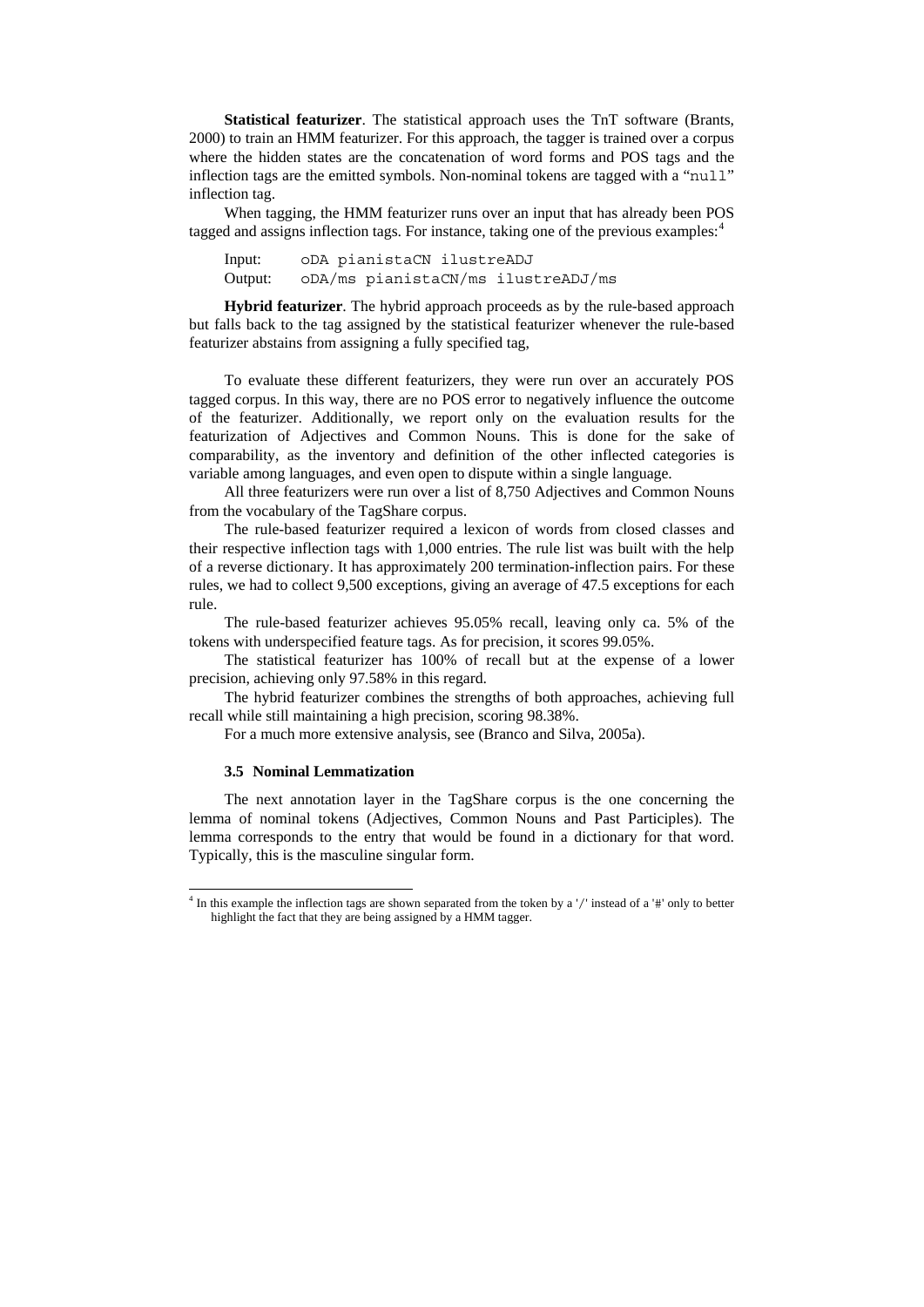**Statistical featurizer**. The statistical approach uses the TnT software (Brants, 2000) to train an HMM featurizer. For this approach, the tagger is trained over a corpus where the hidden states are the concatenation of word forms and POS tags and the inflection tags are the emitted symbols. Non-nominal tokens are tagged with a "`null`" inflection tag.

When tagging, the HMM featurizer runs over an input that has already been POS tagged and assigns inflection tags. For instance, taking one of the previous examples:[4]

```
Input:    oDA pianistaCN ilustreADJ
Output:   oDA/ms pianistaCN/ms ilustreADJ/ms
```

**Hybrid featurizer**. The hybrid approach proceeds as by the rule-based approach but falls back to the tag assigned by the statistical featurizer whenever the rule-based featurizer abstains from assigning a fully specified tag,

To evaluate these different featurizers, they were run over an accurately POS tagged corpus. In this way, there are no POS error to negatively influence the outcome of the featurizer. Additionally, we report only on the evaluation results for the featurization of Adjectives and Common Nouns. This is done for the sake of comparability, as the inventory and definition of the other inflected categories is variable among languages, and even open to dispute within a single language.

All three featurizers were run over a list of 8,750 Adjectives and Common Nouns from the vocabulary of the TagShare corpus.

The rule-based featurizer required a lexicon of words from closed classes and their respective inflection tags with 1,000 entries. The rule list was built with the help of a reverse dictionary. It has approximately 200 termination-inflection pairs. For these rules, we had to collect 9,500 exceptions, giving an average of 47.5 exceptions for each rule.

The rule-based featurizer achieves 95.05% recall, leaving only ca. 5% of the tokens with underspecified feature tags. As for precision, it scores 99.05%.

The statistical featurizer has 100% of recall but at the expense of a lower precision, achieving only 97.58% in this regard.

The hybrid featurizer combines the strengths of both approaches, achieving full recall while still maintaining a high precision, scoring 98.38%.

For a much more extensive analysis, see (Branco and Silva, 2005a).

### 3.5 Nominal Lemmatization

The next annotation layer in the TagShare corpus is the one concerning the lemma of nominal tokens (Adjectives, Common Nouns and Past Participles). The lemma corresponds to the entry that would be found in a dictionary for that word. Typically, this is the masculine singular form.

[4] In this example the inflection tags are shown separated from the token by a '/' instead of a '#' only to better highlight the fact that they are being assigned by a HMM tagger.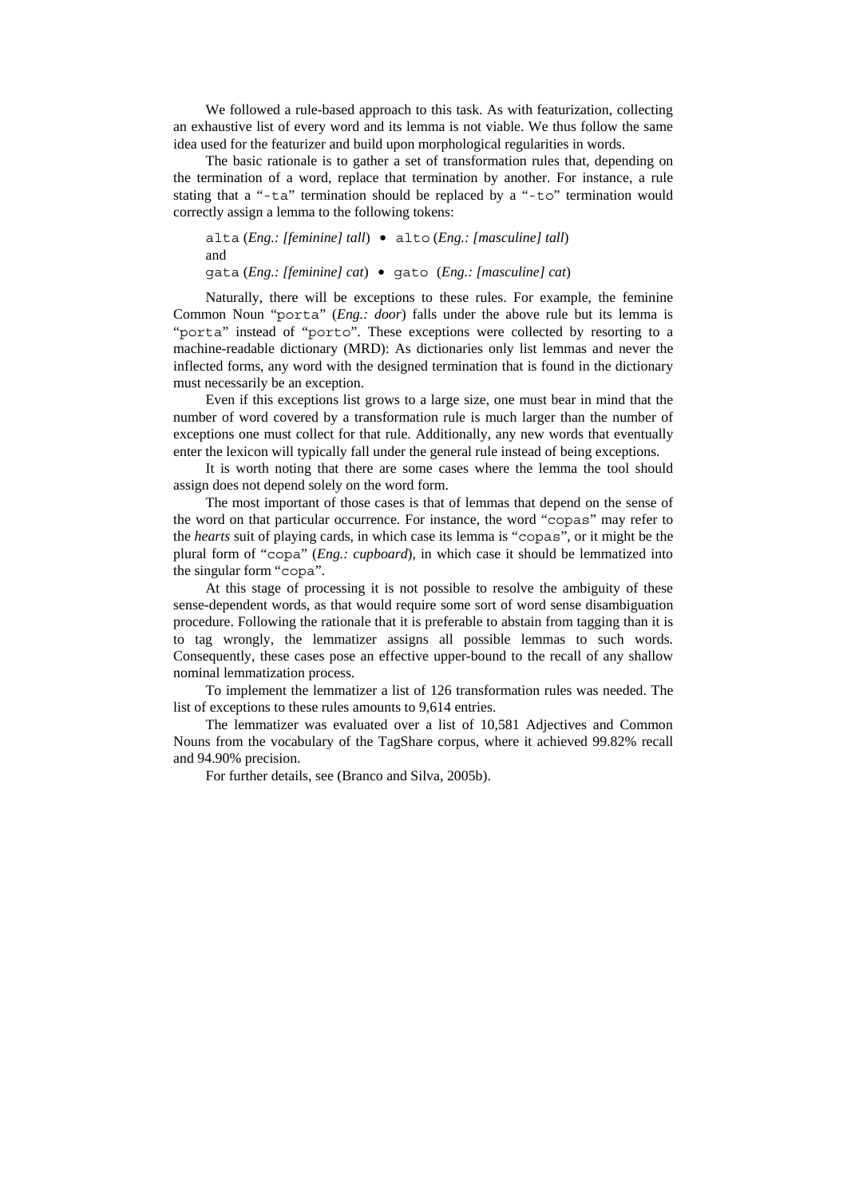We followed a rule-based approach to this task. As with featurization, collecting an exhaustive list of every word and its lemma is not viable. We thus follow the same idea used for the featurizer and build upon morphological regularities in words.

The basic rationale is to gather a set of transformation rules that, depending on the termination of a word, replace that termination by another. For instance, a rule stating that a "`-ta`" termination should be replaced by a "`-to`" termination would correctly assign a lemma to the following tokens:

> `alta` (*Eng.: [feminine] tall*) • `alto` (*Eng.: [masculine] tall*)
> and
> `gata` (*Eng.: [feminine] cat*) • `gato` (*Eng.: [masculine] cat*)

Naturally, there will be exceptions to these rules. For example, the feminine Common Noun "`porta`" (*Eng.: door*) falls under the above rule but its lemma is "`porta`" instead of "`porto`". These exceptions were collected by resorting to a machine-readable dictionary (MRD): As dictionaries only list lemmas and never the inflected forms, any word with the designed termination that is found in the dictionary must necessarily be an exception.

Even if this exceptions list grows to a large size, one must bear in mind that the number of word covered by a transformation rule is much larger than the number of exceptions one must collect for that rule. Additionally, any new words that eventually enter the lexicon will typically fall under the general rule instead of being exceptions.

It is worth noting that there are some cases where the lemma the tool should assign does not depend solely on the word form.

The most important of those cases is that of lemmas that depend on the sense of the word on that particular occurrence. For instance, the word "`copas`" may refer to the *hearts* suit of playing cards, in which case its lemma is "`copas`", or it might be the plural form of "`copa`" (*Eng.: cupboard*), in which case it should be lemmatized into the singular form "`copa`".

At this stage of processing it is not possible to resolve the ambiguity of these sense-dependent words, as that would require some sort of word sense disambiguation procedure. Following the rationale that it is preferable to abstain from tagging than it is to tag wrongly, the lemmatizer assigns all possible lemmas to such words. Consequently, these cases pose an effective upper-bound to the recall of any shallow nominal lemmatization process.

To implement the lemmatizer a list of 126 transformation rules was needed. The list of exceptions to these rules amounts to 9,614 entries.

The lemmatizer was evaluated over a list of 10,581 Adjectives and Common Nouns from the vocabulary of the TagShare corpus, where it achieved 99.82% recall and 94.90% precision.

For further details, see (Branco and Silva, 2005b).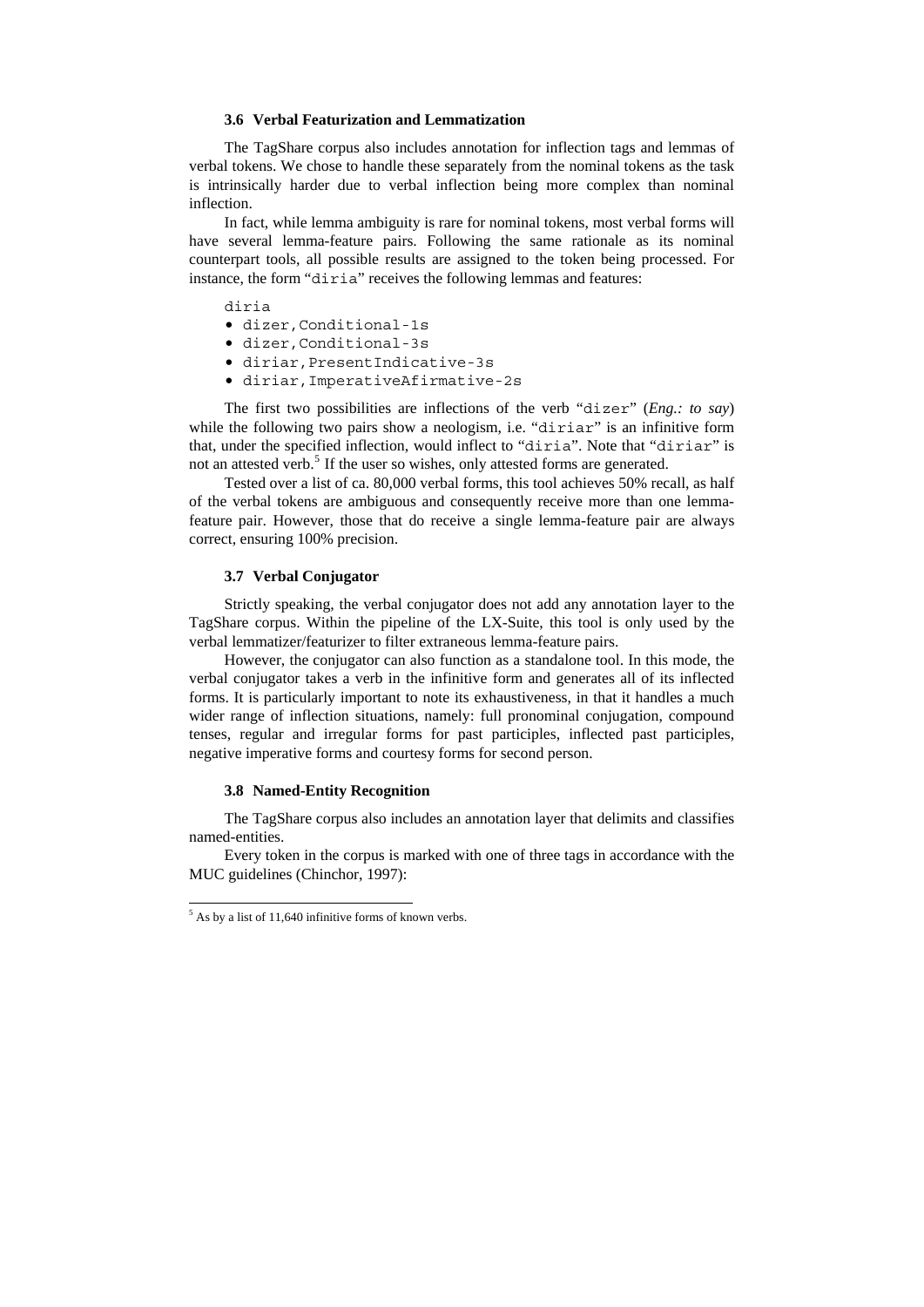### 3.6 Verbal Featurization and Lemmatization

The TagShare corpus also includes annotation for inflection tags and lemmas of verbal tokens. We chose to handle these separately from the nominal tokens as the task is intrinsically harder due to verbal inflection being more complex than nominal inflection.

In fact, while lemma ambiguity is rare for nominal tokens, most verbal forms will have several lemma-feature pairs. Following the same rationale as its nominal counterpart tools, all possible results are assigned to the token being processed. For instance, the form "`diria`" receives the following lemmas and features:

`diria`

- `dizer,Conditional-1s`
- `dizer,Conditional-3s`
- `diriar,PresentIndicative-3s`
- `diriar,ImperativeAfirmative-2s`

The first two possibilities are inflections of the verb "`dizer`" (*Eng.: to say*) while the following two pairs show a neologism, i.e. "`diriar`" is an infinitive form that, under the specified inflection, would inflect to "`diria`". Note that "`diriar`" is not an attested verb.[5] If the user so wishes, only attested forms are generated.

Tested over a list of ca. 80,000 verbal forms, this tool achieves 50% recall, as half of the verbal tokens are ambiguous and consequently receive more than one lemma-feature pair. However, those that do receive a single lemma-feature pair are always correct, ensuring 100% precision.

### 3.7 Verbal Conjugator

Strictly speaking, the verbal conjugator does not add any annotation layer to the TagShare corpus. Within the pipeline of the LX-Suite, this tool is only used by the verbal lemmatizer/featurizer to filter extraneous lemma-feature pairs.

However, the conjugator can also function as a standalone tool. In this mode, the verbal conjugator takes a verb in the infinitive form and generates all of its inflected forms. It is particularly important to note its exhaustiveness, in that it handles a much wider range of inflection situations, namely: full pronominal conjugation, compound tenses, regular and irregular forms for past participles, inflected past participles, negative imperative forms and courtesy forms for second person.

### 3.8 Named-Entity Recognition

The TagShare corpus also includes an annotation layer that delimits and classifies named-entities.

Every token in the corpus is marked with one of three tags in accordance with the MUC guidelines (Chinchor, 1997):

---

[5] As by a list of 11,640 infinitive forms of known verbs.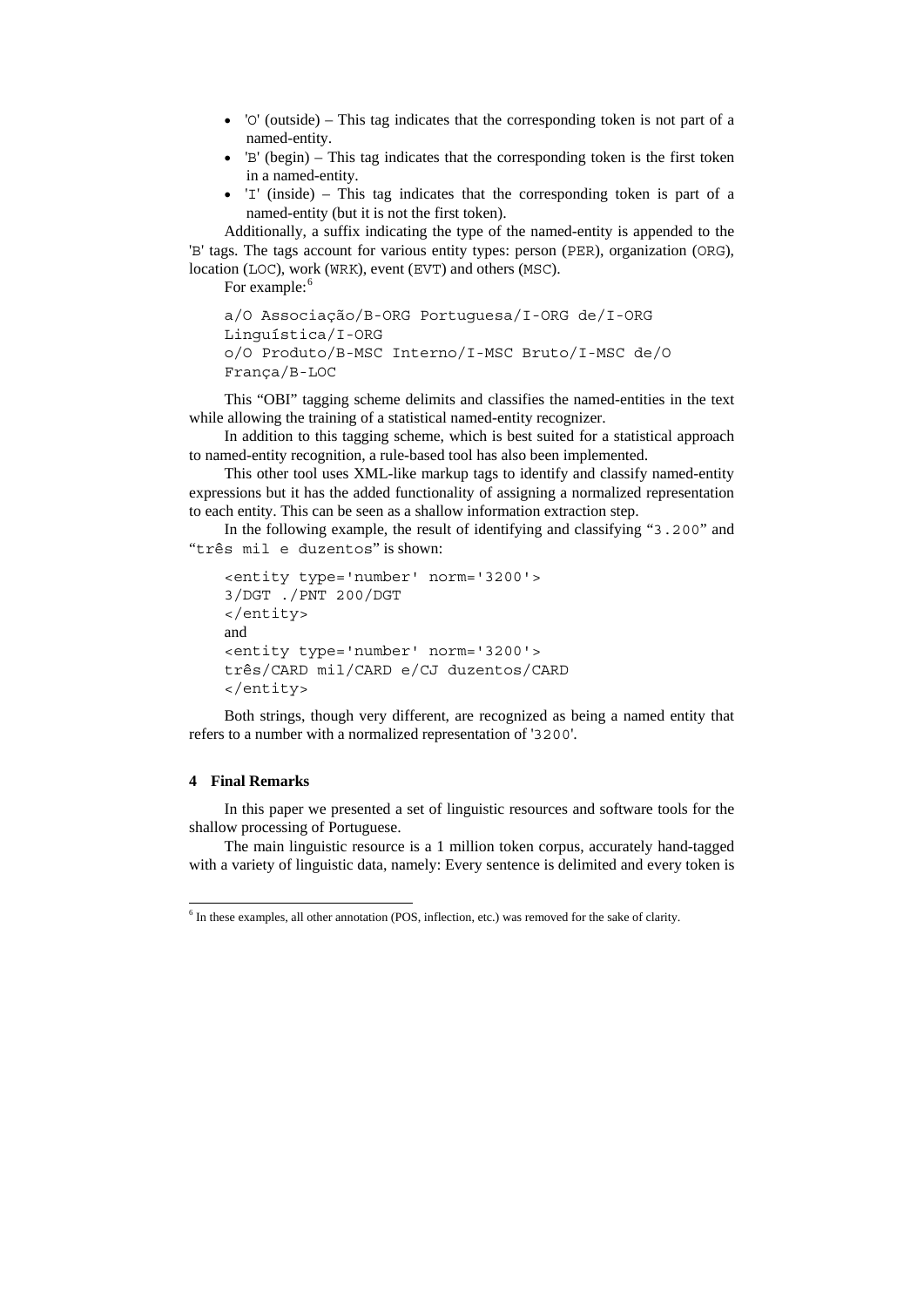- 'O' (outside) – This tag indicates that the corresponding token is not part of a named-entity.
- 'B' (begin) – This tag indicates that the corresponding token is the first token in a named-entity.
- 'I' (inside) – This tag indicates that the corresponding token is part of a named-entity (but it is not the first token).

Additionally, a suffix indicating the type of the named-entity is appended to the 'B' tags. The tags account for various entity types: person (PER), organization (ORG), location (LOC), work (WRK), event (EVT) and others (MSC).

For example:[6]

```
a/O Associação/B-ORG Portuguesa/I-ORG de/I-ORG
Linguística/I-ORG
o/O Produto/B-MSC Interno/I-MSC Bruto/I-MSC de/O
França/B-LOC
```

This "OBI" tagging scheme delimits and classifies the named-entities in the text while allowing the training of a statistical named-entity recognizer.

In addition to this tagging scheme, which is best suited for a statistical approach to named-entity recognition, a rule-based tool has also been implemented.

This other tool uses XML-like markup tags to identify and classify named-entity expressions but it has the added functionality of assigning a normalized representation to each entity. This can be seen as a shallow information extraction step.

In the following example, the result of identifying and classifying "3.200" and "três mil e duzentos" is shown:

```
<entity type='number' norm='3200'>
3/DGT ./PNT 200/DGT
</entity>
```

and

```
<entity type='number' norm='3200'>
três/CARD mil/CARD e/CJ duzentos/CARD
</entity>
```

Both strings, though very different, are recognized as being a named entity that refers to a number with a normalized representation of '3200'.

## 4 Final Remarks

In this paper we presented a set of linguistic resources and software tools for the shallow processing of Portuguese.

The main linguistic resource is a 1 million token corpus, accurately hand-tagged with a variety of linguistic data, namely: Every sentence is delimited and every token is

[6] In these examples, all other annotation (POS, inflection, etc.) was removed for the sake of clarity.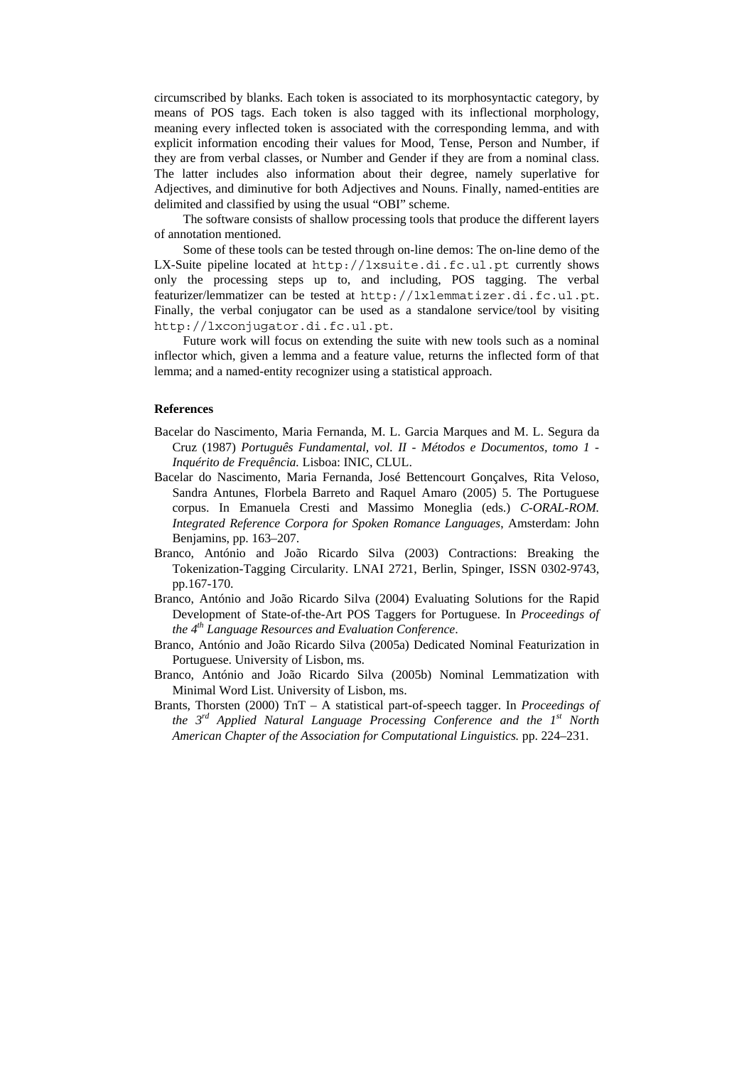circumscribed by blanks. Each token is associated to its morphosyntactic category, by means of POS tags. Each token is also tagged with its inflectional morphology, meaning every inflected token is associated with the corresponding lemma, and with explicit information encoding their values for Mood, Tense, Person and Number, if they are from verbal classes, or Number and Gender if they are from a nominal class. The latter includes also information about their degree, namely superlative for Adjectives, and diminutive for both Adjectives and Nouns. Finally, named-entities are delimited and classified by using the usual "OBI" scheme.

The software consists of shallow processing tools that produce the different layers of annotation mentioned.

Some of these tools can be tested through on-line demos: The on-line demo of the LX-Suite pipeline located at `http://lxsuite.di.fc.ul.pt` currently shows only the processing steps up to, and including, POS tagging. The verbal featurizer/lemmatizer can be tested at `http://lxlemmatizer.di.fc.ul.pt`. Finally, the verbal conjugator can be used as a standalone service/tool by visiting `http://lxconjugator.di.fc.ul.pt`.

Future work will focus on extending the suite with new tools such as a nominal inflector which, given a lemma and a feature value, returns the inflected form of that lemma; and a named-entity recognizer using a statistical approach.

**References**

Bacelar do Nascimento, Maria Fernanda, M. L. Garcia Marques and M. L. Segura da Cruz (1987) *Português Fundamental, vol. II - Métodos e Documentos, tomo 1 - Inquérito de Frequência.* Lisboa: INIC, CLUL.

Bacelar do Nascimento, Maria Fernanda, José Bettencourt Gonçalves, Rita Veloso, Sandra Antunes, Florbela Barreto and Raquel Amaro (2005) 5. The Portuguese corpus. In Emanuela Cresti and Massimo Moneglia (eds.) *C-ORAL-ROM. Integrated Reference Corpora for Spoken Romance Languages*, Amsterdam: John Benjamins, pp. 163–207.

Branco, António and João Ricardo Silva (2003) Contractions: Breaking the Tokenization-Tagging Circularity. LNAI 2721, Berlin, Spinger, ISSN 0302-9743, pp.167-170.

Branco, António and João Ricardo Silva (2004) Evaluating Solutions for the Rapid Development of State-of-the-Art POS Taggers for Portuguese. In *Proceedings of the 4th Language Resources and Evaluation Conference*.

Branco, António and João Ricardo Silva (2005a) Dedicated Nominal Featurization in Portuguese. University of Lisbon, ms.

Branco, António and João Ricardo Silva (2005b) Nominal Lemmatization with Minimal Word List. University of Lisbon, ms.

Brants, Thorsten (2000) TnT – A statistical part-of-speech tagger. In *Proceedings of the 3rd Applied Natural Language Processing Conference and the 1st North American Chapter of the Association for Computational Linguistics.* pp. 224–231.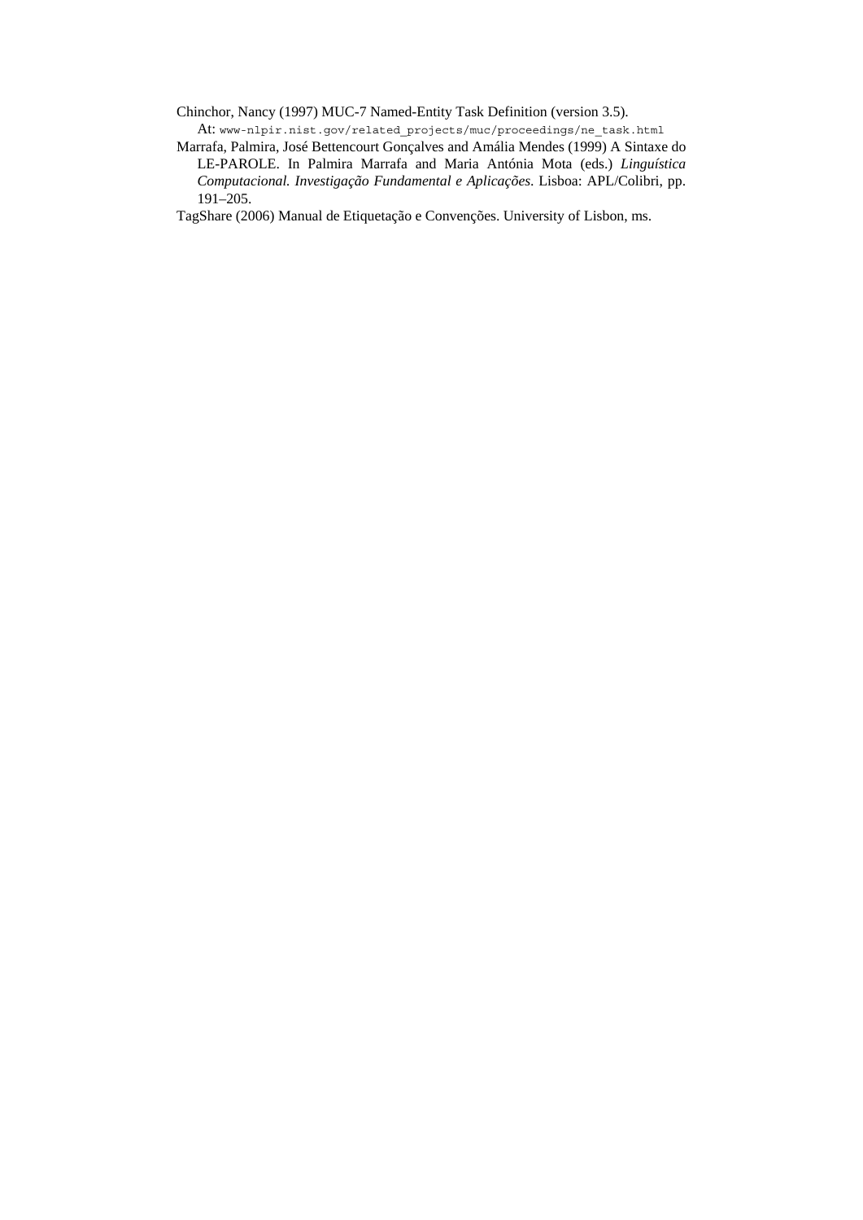Chinchor, Nancy (1997) MUC-7 Named-Entity Task Definition (version 3.5). At: `www-nlpir.nist.gov/related_projects/muc/proceedings/ne_task.html`

Marrafa, Palmira, José Bettencourt Gonçalves and Amália Mendes (1999) A Sintaxe do LE-PAROLE. In Palmira Marrafa and Maria Antónia Mota (eds.) *Linguística Computacional. Investigação Fundamental e Aplicações*. Lisboa: APL/Colibri, pp. 191–205.

TagShare (2006) Manual de Etiquetação e Convenções. University of Lisbon, ms.